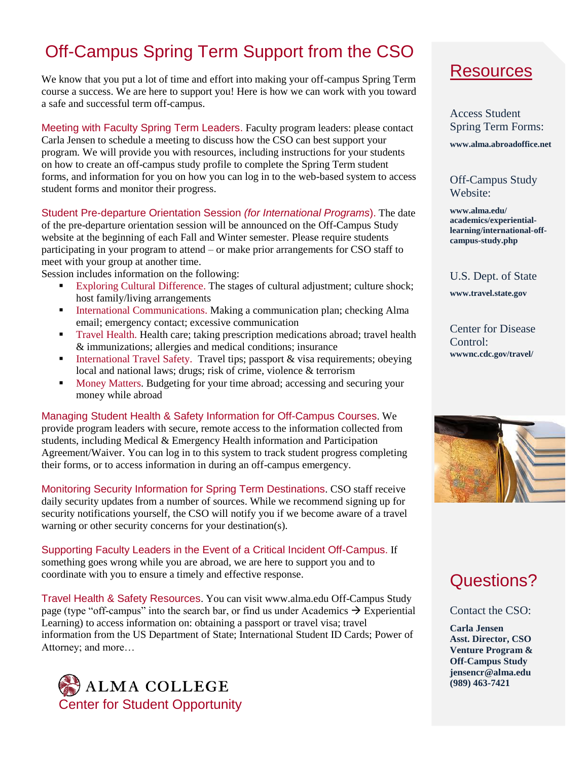# Off-Campus Spring Term Support from the CSO

We know that you put a lot of time and effort into making your off-campus Spring Term course a success. We are here to support you! Here is how we can work with you toward a safe and successful term off-campus.

**Meeting with Faculty Spring Term Leaders.** Faculty program leaders: please contact Carla Jensen to schedule a meeting to discuss how the CSO can best support your program. We will provide you with resources, including instructions for your students on how to create an off-campus study profile to complete the Spring Term student forms, and information for you on how you can log in to the web-based system to access student forms and monitor their progress.

**Student Pre-departure Orientation Session *(for International Programs)*.** The date of the pre-departure orientation session will be announced on the Off-Campus Study website at the beginning of each Fall and Winter semester. Please require students participating in your program to attend – or make prior arrangements for CSO staff to meet with your group at another time.

Session includes information on the following:

- **Exploring Cultural Difference.** The stages of cultural adjustment; culture shock; host family/living arrangements
- **International Communications.** Making a communication plan; checking Alma email; emergency contact; excessive communication
- **Travel Health.** Health care; taking prescription medications abroad; travel health & immunizations; allergies and medical conditions; insurance
- **International Travel Safety.** Travel tips; passport & visa requirements; obeying local and national laws; drugs; risk of crime, violence & terrorism
- **Money Matters.** Budgeting for your time abroad; accessing and securing your money while abroad

**Managing Student Health & Safety Information for Off-Campus Courses.** We provide program leaders with secure, remote access to the information collected from students, including Medical & Emergency Health information and Participation Agreement/Waiver. You can log in to this system to track student progress completing their forms, or to access information in during an off-campus emergency.

**Monitoring Security Information for Spring Term Destinations.** CSO staff receive daily security updates from a number of sources. While we recommend signing up for security notifications yourself, the CSO will notify you if we become aware of a travel warning or other security concerns for your destination(s).

**Supporting Faculty Leaders in the Event of a Critical Incident Off-Campus.** If something goes wrong while you are abroad, we are here to support you and to coordinate with you to ensure a timely and effective response.

**Travel Health & Safety Resources.** You can visit www.alma.edu Off-Campus Study page (type "off-campus" into the search bar, or find us under Academics → Experiential Learning) to access information on: obtaining a passport or travel visa; travel information from the US Department of State; International Student ID Cards; Power of Attorney; and more…

ALMA COLLEGE
Center for Student Opportunity

## Resources

Access Student Spring Term Forms:
**www.alma.abroadoffice.net**

Off-Campus Study Website:
**www.alma.edu/academics/experiential-learning/international-off-campus-study.php**

U.S. Dept. of State
**www.travel.state.gov**

Center for Disease Control:
**wwwnc.cdc.gov/travel/**

## Questions?

Contact the CSO:

**Carla Jensen**
**Asst. Director, CSO**
**Venture Program & Off-Campus Study**
**jensencr@alma.edu**
**(989) 463-7421**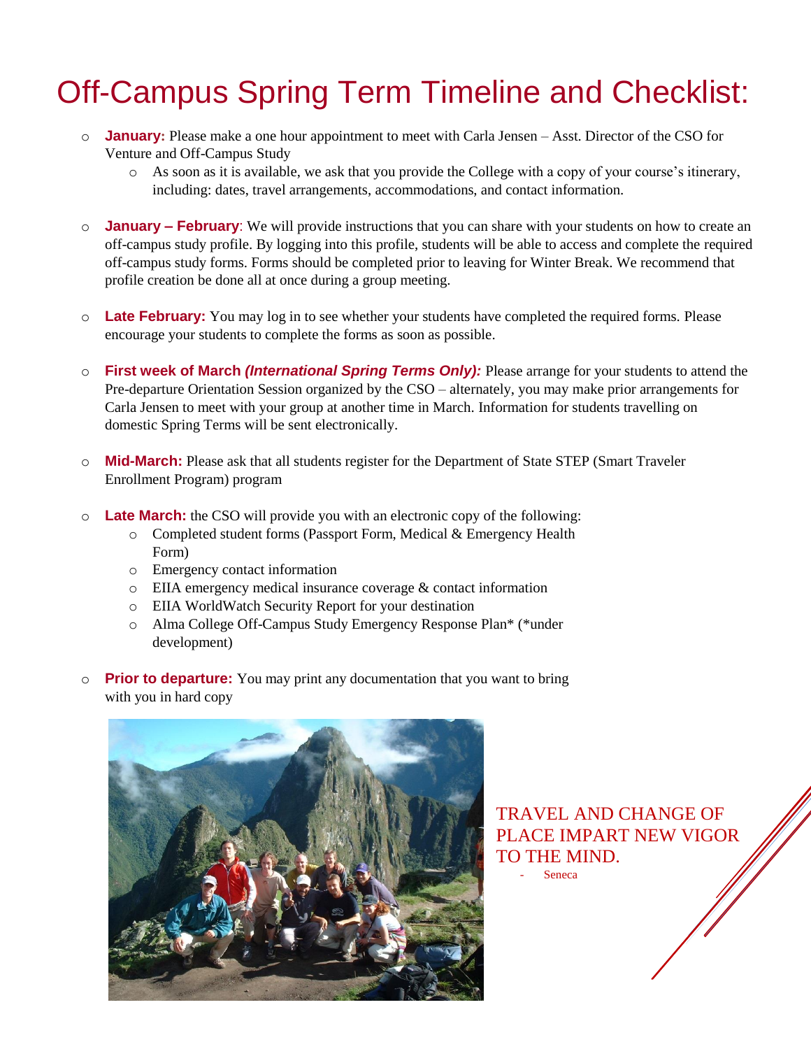# Off-Campus Spring Term Timeline and Checklist:

- **January:** Please make a one hour appointment to meet with Carla Jensen – Asst. Director of the CSO for Venture and Off-Campus Study
  - As soon as it is available, we ask that you provide the College with a copy of your course's itinerary, including: dates, travel arrangements, accommodations, and contact information.

- **January – February**: We will provide instructions that you can share with your students on how to create an off-campus study profile. By logging into this profile, students will be able to access and complete the required off-campus study forms. Forms should be completed prior to leaving for Winter Break. We recommend that profile creation be done all at once during a group meeting.

- **Late February:** You may log in to see whether your students have completed the required forms. Please encourage your students to complete the forms as soon as possible.

- **First week of March *(International Spring Terms Only):*** Please arrange for your students to attend the Pre-departure Orientation Session organized by the CSO – alternately, you may make prior arrangements for Carla Jensen to meet with your group at another time in March. Information for students travelling on domestic Spring Terms will be sent electronically.

- **Mid-March:** Please ask that all students register for the Department of State STEP (Smart Traveler Enrollment Program) program

- **Late March:** the CSO will provide you with an electronic copy of the following:
  - Completed student forms (Passport Form, Medical & Emergency Health Form)
  - Emergency contact information
  - EIIA emergency medical insurance coverage & contact information
  - EIIA WorldWatch Security Report for your destination
  - Alma College Off-Campus Study Emergency Response Plan* (*under development)

- **Prior to departure:** You may print any documentation that you want to bring with you in hard copy

TRAVEL AND CHANGE OF PLACE IMPART NEW VIGOR TO THE MIND.

- Seneca